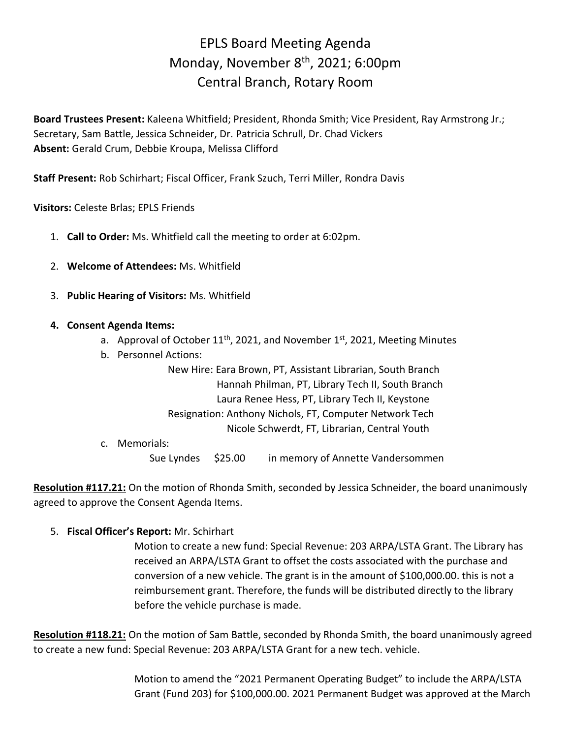# EPLS Board Meeting Agenda
# Monday, November 8th, 2021; 6:00pm
# Central Branch, Rotary Room

**Board Trustees Present:** Kaleena Whitfield; President, Rhonda Smith; Vice President, Ray Armstrong Jr.; Secretary, Sam Battle, Jessica Schneider, Dr. Patricia Schrull, Dr. Chad Vickers
**Absent:** Gerald Crum, Debbie Kroupa, Melissa Clifford

**Staff Present:** Rob Schirhart; Fiscal Officer, Frank Szuch, Terri Miller, Rondra Davis

**Visitors:** Celeste Brlas; EPLS Friends

1. **Call to Order:** Ms. Whitfield call the meeting to order at 6:02pm.

2. **Welcome of Attendees:** Ms. Whitfield

3. **Public Hearing of Visitors:** Ms. Whitfield

4. **Consent Agenda Items:**
    a. Approval of October 11th, 2021, and November 1st, 2021, Meeting Minutes
    b. Personnel Actions:
        New Hire: Eara Brown, PT, Assistant Librarian, South Branch
        Hannah Philman, PT, Library Tech II, South Branch
        Laura Renee Hess, PT, Library Tech II, Keystone
        Resignation: Anthony Nichols, FT, Computer Network Tech
        Nicole Schwerdt, FT, Librarian, Central Youth
    c. Memorials:
        Sue Lyndes $25.00 in memory of Annette Vandersommen

**Resolution #117.21:** On the motion of Rhonda Smith, seconded by Jessica Schneider, the board unanimously agreed to approve the Consent Agenda Items.

5. **Fiscal Officer's Report:** Mr. Schirhart
    Motion to create a new fund: Special Revenue: 203 ARPA/LSTA Grant. The Library has received an ARPA/LSTA Grant to offset the costs associated with the purchase and conversion of a new vehicle. The grant is in the amount of $100,000.00. this is not a reimbursement grant. Therefore, the funds will be distributed directly to the library before the vehicle purchase is made.

**Resolution #118.21:** On the motion of Sam Battle, seconded by Rhonda Smith, the board unanimously agreed to create a new fund: Special Revenue: 203 ARPA/LSTA Grant for a new tech. vehicle.

Motion to amend the "2021 Permanent Operating Budget" to include the ARPA/LSTA Grant (Fund 203) for $100,000.00. 2021 Permanent Budget was approved at the March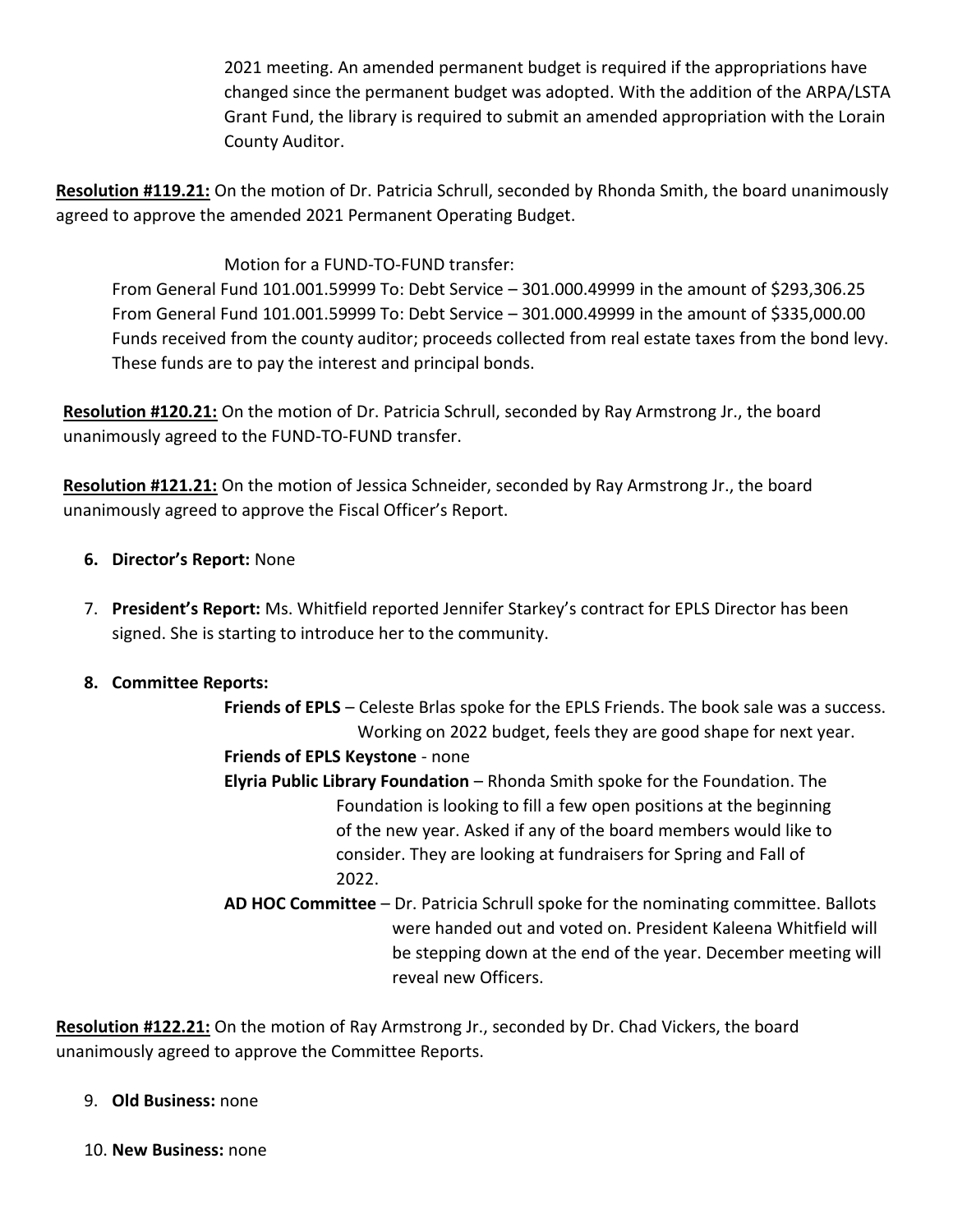2021 meeting. An amended permanent budget is required if the appropriations have changed since the permanent budget was adopted. With the addition of the ARPA/LSTA Grant Fund, the library is required to submit an amended appropriation with the Lorain County Auditor.

**Resolution #119.21:** On the motion of Dr. Patricia Schrull, seconded by Rhonda Smith, the board unanimously agreed to approve the amended 2021 Permanent Operating Budget.

Motion for a FUND-TO-FUND transfer:

From General Fund 101.001.59999 To: Debt Service – 301.000.49999 in the amount of $293,306.25
From General Fund 101.001.59999 To: Debt Service – 301.000.49999 in the amount of $335,000.00
Funds received from the county auditor; proceeds collected from real estate taxes from the bond levy. These funds are to pay the interest and principal bonds.

**Resolution #120.21:** On the motion of Dr. Patricia Schrull, seconded by Ray Armstrong Jr., the board unanimously agreed to the FUND-TO-FUND transfer.

**Resolution #121.21:** On the motion of Jessica Schneider, seconded by Ray Armstrong Jr., the board unanimously agreed to approve the Fiscal Officer's Report.

6. **Director's Report:** None
7. **President's Report:** Ms. Whitfield reported Jennifer Starkey's contract for EPLS Director has been signed. She is starting to introduce her to the community.
8. **Committee Reports:**

**Friends of EPLS** – Celeste Brlas spoke for the EPLS Friends. The book sale was a success. Working on 2022 budget, feels they are good shape for next year.

**Friends of EPLS Keystone** - none

**Elyria Public Library Foundation** – Rhonda Smith spoke for the Foundation. The Foundation is looking to fill a few open positions at the beginning of the new year. Asked if any of the board members would like to consider. They are looking at fundraisers for Spring and Fall of 2022.

**AD HOC Committee** – Dr. Patricia Schrull spoke for the nominating committee. Ballots were handed out and voted on. President Kaleena Whitfield will be stepping down at the end of the year. December meeting will reveal new Officers.

**Resolution #122.21:** On the motion of Ray Armstrong Jr., seconded by Dr. Chad Vickers, the board unanimously agreed to approve the Committee Reports.

9. **Old Business:** none
10. **New Business:** none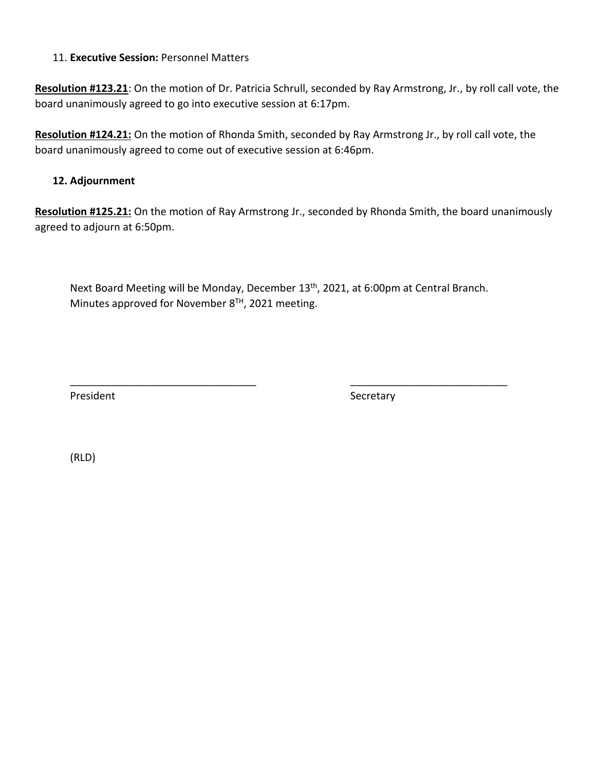11. **Executive Session:** Personnel Matters

**Resolution #123.21**: On the motion of Dr. Patricia Schrull, seconded by Ray Armstrong, Jr., by roll call vote, the board unanimously agreed to go into executive session at 6:17pm.

**Resolution #124.21:** On the motion of Rhonda Smith, seconded by Ray Armstrong Jr., by roll call vote, the board unanimously agreed to come out of executive session at 6:46pm.

**12. Adjournment**

**Resolution #125.21:** On the motion of Ray Armstrong Jr., seconded by Rhonda Smith, the board unanimously agreed to adjourn at 6:50pm.

Next Board Meeting will be Monday, December 13th, 2021, at 6:00pm at Central Branch.
Minutes approved for November 8TH, 2021 meeting.

________________________________ ___________________________

President Secretary

(RLD)